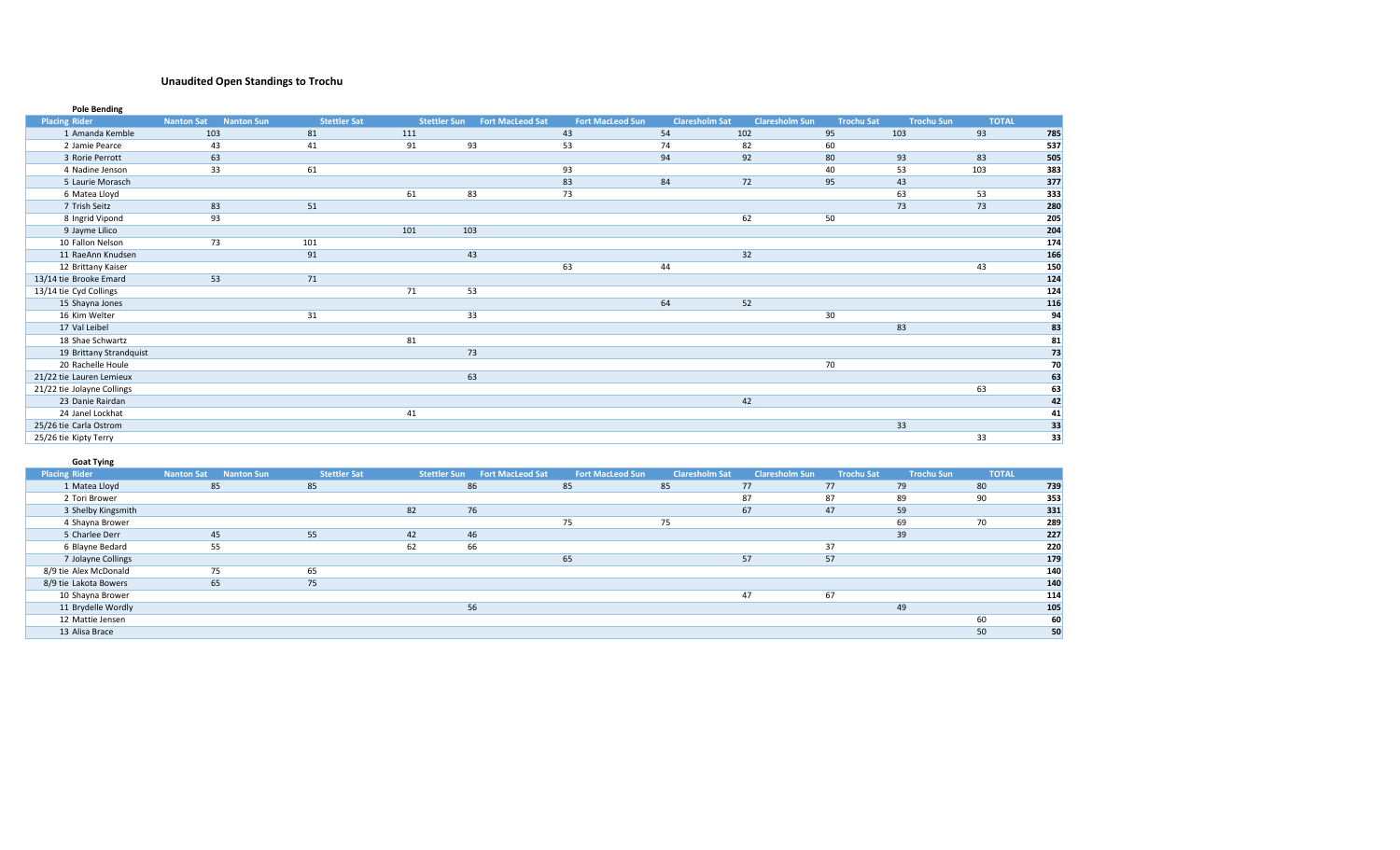### Unaudited Open Standings to Trochu

**Pole Bending**

| Placing | Rider | Nanton Sat | Nanton Sun | Stettler Sat | Stettler Sun | Fort MacLeod Sat | Fort MacLeod Sun | Claresholm Sat | Claresholm Sun | Trochu Sat | Trochu Sun | TOTAL |
|---|---|---|---|---|---|---|---|---|---|---|---|---|
| 1 | Amanda Kemble | 103 | 81 | 111 | | 43 | 54 | 102 | 95 | 103 | 93 | **785** |
| 2 | Jamie Pearce | 43 | 41 | 91 | 93 | 53 | 74 | 82 | 60 | | | **537** |
| 3 | Rorie Perrott | 63 | | | | | 94 | 92 | 80 | 93 | 83 | **505** |
| 4 | Nadine Jenson | 33 | 61 | | | 93 | | | 40 | 53 | 103 | **383** |
| 5 | Laurie Morasch | | | | | 83 | 84 | 72 | 95 | 43 | | **377** |
| 6 | Matea Lloyd | | | 61 | 83 | 73 | | | | 63 | 53 | **333** |
| 7 | Trish Seitz | 83 | 51 | | | | | | | 73 | 73 | **280** |
| 8 | Ingrid Vipond | 93 | | | | | | 62 | 50 | | | **205** |
| 9 | Jayme Lilico | | | 101 | 103 | | | | | | | **204** |
| 10 | Fallon Nelson | 73 | 101 | | | | | | | | | **174** |
| 11 | RaeAnn Knudsen | | 91 | | 43 | | | 32 | | | | **166** |
| 12 | Brittany Kaiser | | | | | 63 | 44 | | | | 43 | **150** |
| 13/14 tie | Brooke Emard | 53 | 71 | | | | | | | | | **124** |
| 13/14 tie | Cyd Collings | | | 71 | 53 | | | | | | | **124** |
| 15 | Shayna Jones | | | | | | 64 | 52 | | | | **116** |
| 16 | Kim Welter | | 31 | | 33 | | | | 30 | | | **94** |
| 17 | Val Leibel | | | | | | | | | 83 | | **83** |
| 18 | Shae Schwartz | | | 81 | | | | | | | | **81** |
| 19 | Brittany Strandquist | | | | 73 | | | | | | | **73** |
| 20 | Rachelle Houle | | | | | | | | 70 | | | **70** |
| 21/22 tie | Lauren Lemieux | | | | 63 | | | | | | | **63** |
| 21/22 tie | Jolayne Collings | | | | | | | | | | 63 | **63** |
| 23 | Danie Rairdan | | | | | | | 42 | | | | **42** |
| 24 | Janel Lockhat | | | 41 | | | | | | | | **41** |
| 25/26 tie | Carla Ostrom | | | | | | | | | 33 | | **33** |
| 25/26 tie | Kipty Terry | | | | | | | | | | 33 | **33** |

**Goat Tying**

| Placing | Rider | Nanton Sat | Nanton Sun | Stettler Sat | Stettler Sun | Fort MacLeod Sat | Fort MacLeod Sun | Claresholm Sat | Claresholm Sun | Trochu Sat | Trochu Sun | TOTAL |
|---|---|---|---|---|---|---|---|---|---|---|---|---|
| 1 | Matea Lloyd | 85 | 85 | | 86 | 85 | 85 | 77 | 77 | 79 | 80 | **739** |
| 2 | Tori Brower | | | | | | | 87 | 87 | 89 | 90 | **353** |
| 3 | Shelby Kingsmith | | | 82 | 76 | | | 67 | 47 | 59 | | **331** |
| 4 | Shayna Brower | | | | | 75 | 75 | | | 69 | 70 | **289** |
| 5 | Charlee Derr | 45 | 55 | 42 | 46 | | | | | 39 | | **227** |
| 6 | Blayne Bedard | 55 | | 62 | 66 | | | | 37 | | | **220** |
| 7 | Jolayne Collings | | | | | 65 | | 57 | 57 | | | **179** |
| 8/9 tie | Alex McDonald | 75 | 65 | | | | | | | | | **140** |
| 8/9 tie | Lakota Bowers | 65 | 75 | | | | | | | | | **140** |
| 10 | Shayna Brower | | | | | | | 47 | 67 | | | **114** |
| 11 | Brydelle Wordly | | | | 56 | | | | | 49 | | **105** |
| 12 | Mattie Jensen | | | | | | | | | | 60 | **60** |
| 13 | Alisa Brace | | | | | | | | | | 50 | **50** |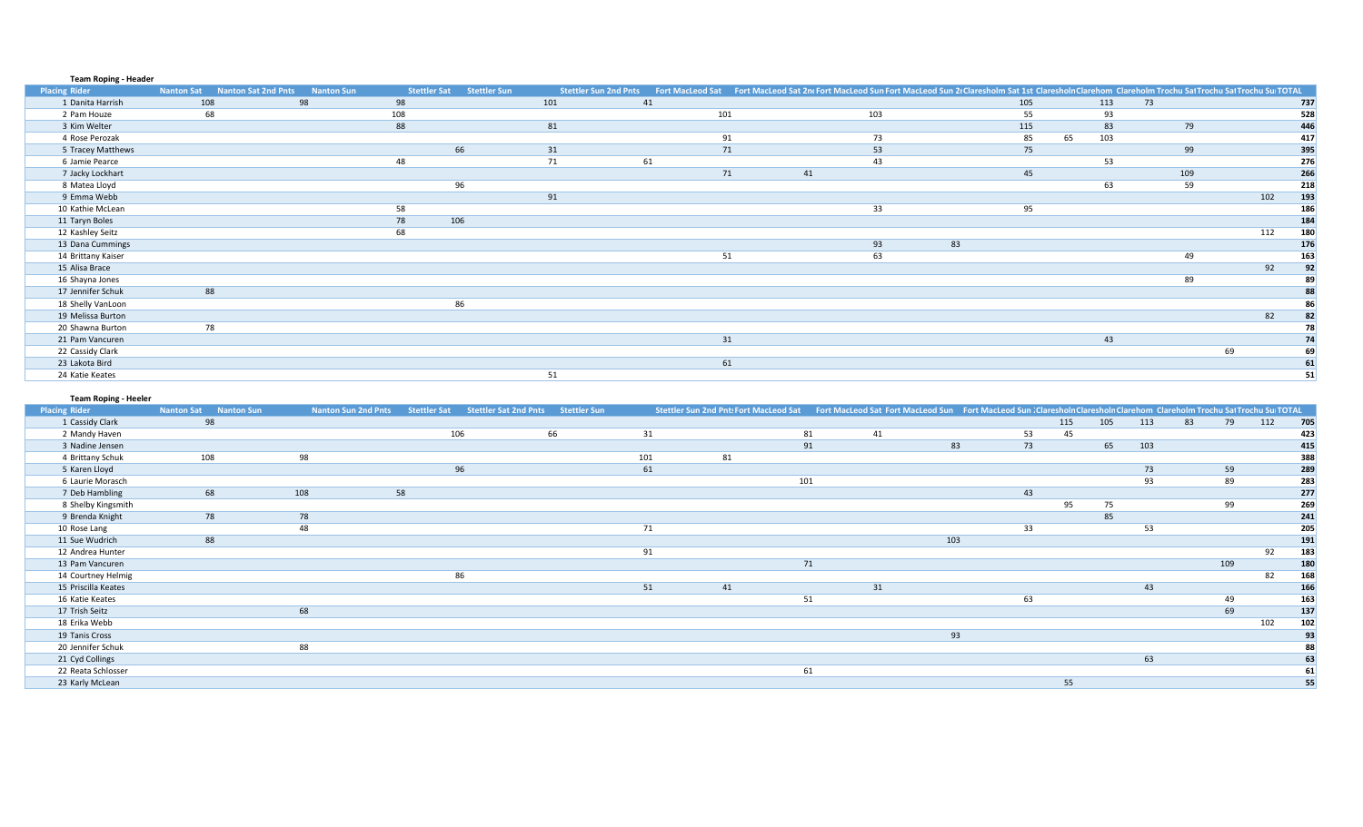**Team Roping - Header**

| Placing | Rider | Nanton Sat | Nanton Sat 2nd Pnts | Nanton Sun | Stettler Sat | Stettler Sun | Stettler Sun 2nd Pnts | Fort MacLeod Sat | Fort MacLeod Sat 2n | Fort MacLeod Sun | Fort MacLeod Sun 2r | Claresholm Sat 1st | Claresholn | Clarehom | Clareholm | Trochu Sat | Trochu Sat | Trochu Su | TOTAL |
|---|---|---|---|---|---|---|---|---|---|---|---|---|---|---|---|---|---|---|---|
| 1 | Danita Harrish | 108 | 98 | 98 | | 101 | 41 | | | | | 105 | | 113 | 73 | | | | 737 |
| 2 | Pam Houze | 68 | | 108 | | | | 101 | | 103 | | 55 | | 93 | | | | | 528 |
| 3 | Kim Welter | | | 88 | | 81 | | | | | | 115 | | 83 | | 79 | | | 446 |
| 4 | Rose Perozak | | | | | | | 91 | | 73 | | 85 | 65 | 103 | | | | | 417 |
| 5 | Tracey Matthews | | | | 66 | 31 | | 71 | | 53 | | 75 | | | | 99 | | | 395 |
| 6 | Jamie Pearce | | | 48 | | 71 | 61 | | | 43 | | | | 53 | | | | | 276 |
| 7 | Jacky Lockhart | | | | | | | 71 | 41 | | | 45 | | | | 109 | | | 266 |
| 8 | Matea Lloyd | | | | 96 | | | | | | | | | 63 | | 59 | | | 218 |
| 9 | Emma Webb | | | | | 91 | | | | | | | | | | | | 102 | 193 |
| 10 | Kathie McLean | | | 58 | | | | | | 33 | | 95 | | | | | | | 186 |
| 11 | Taryn Boles | | | 78 | 106 | | | | | | | | | | | | | | 184 |
| 12 | Kashley Seitz | | | 68 | | | | | | | | | | | | | | 112 | 180 |
| 13 | Dana Cummings | | | | | | | | | 93 | 83 | | | | | | | | 176 |
| 14 | Brittany Kaiser | | | | | | | 51 | | 63 | | | | | | 49 | | | 163 |
| 15 | Alisa Brace | | | | | | | | | | | | | | | | | 92 | 92 |
| 16 | Shayna Jones | | | | | | | | | | | | | | | 89 | | | 89 |
| 17 | Jennifer Schuk | 88 | | | | | | | | | | | | | | | | | 88 |
| 18 | Shelly VanLoon | | | | 86 | | | | | | | | | | | | | | 86 |
| 19 | Melissa Burton | | | | | | | | | | | | | | | | | 82 | 82 |
| 20 | Shawna Burton | 78 | | | | | | | | | | | | | | | | | 78 |
| 21 | Pam Vancuren | | | | | | | 31 | | | | | | 43 | | | | | 74 |
| 22 | Cassidy Clark | | | | | | | | | | | | | | | | 69 | | 69 |
| 23 | Lakota Bird | | | | | | | 61 | | | | | | | | | | | 61 |
| 24 | Katie Keates | | | | | 51 | | | | | | | | | | | | | 51 |

**Team Roping - Heeler**

| Placing | Rider | Nanton Sat | Nanton Sun | Nanton Sun 2nd Pnts | Stettler Sat | Stettler Sat 2nd Pnts | Stettler Sun | Stettler Sun 2nd Pnts | Fort MacLeod Sat | Fort MacLeod Sat | Fort MacLeod Sun | Fort MacLeod Sun : | Claresholn | Claresholn | Clarehom | Clareholm | Trochu Sat | Trochu Su | TOTAL |
|---|---|---|---|---|---|---|---|---|---|---|---|---|---|---|---|---|---|---|---|
| 1 | Cassidy Clark | 98 | | | | | | | | | | | 115 | 105 | 113 | 83 | 79 | 112 | 705 |
| 2 | Mandy Haven | | | | 106 | 66 | 31 | | 81 | 41 | | 53 | 45 | | | | | | 423 |
| 3 | Nadine Jensen | | | | | | | | 91 | | 83 | 73 | | 65 | 103 | | | | 415 |
| 4 | Brittany Schuk | 108 | 98 | | | | 101 | 81 | | | | | | | | | | | 388 |
| 5 | Karen Lloyd | | | | 96 | | 61 | | | | | | | | 73 | | 59 | | 289 |
| 6 | Laurie Morasch | | | | | | | | 101 | | | | | | 93 | | 89 | | 283 |
| 7 | Deb Hambling | 68 | 108 | 58 | | | | | | | | 43 | | | | | | | 277 |
| 8 | Shelby Kingsmith | | | | | | | | | | | | 95 | 75 | | | 99 | | 269 |
| 9 | Brenda Knight | 78 | 78 | | | | | | | | | | | 85 | | | | | 241 |
| 10 | Rose Lang | | 48 | | | | 71 | | | | | 33 | | | 53 | | | | 205 |
| 11 | Sue Wudrich | 88 | | | | | | | | | 103 | | | | | | | | 191 |
| 12 | Andrea Hunter | | | | | | 91 | | | | | | | | | | | 92 | 183 |
| 13 | Pam Vancuren | | | | | | | | 71 | | | | | | | | 109 | | 180 |
| 14 | Courtney Helmig | | | | 86 | | | | | | | | | | | | | 82 | 168 |
| 15 | Priscilla Keates | | | | | | 51 | 41 | | 31 | | | | | 43 | | | | 166 |
| 16 | Katie Keates | | | | | | | | 51 | | | 63 | | | | | 49 | | 163 |
| 17 | Trish Seitz | | 68 | | | | | | | | | | | | | | 69 | | 137 |
| 18 | Erika Webb | | | | | | | | | | | | | | | | | 102 | 102 |
| 19 | Tanis Cross | | | | | | | | | | 93 | | | | | | | | 93 |
| 20 | Jennifer Schuk | | 88 | | | | | | | | | | | | | | | | 88 |
| 21 | Cyd Collings | | | | | | | | | | | | | | 63 | | | | 63 |
| 22 | Reata Schlosser | | | | | | | | 61 | | | | | | | | | | 61 |
| 23 | Karly McLean | | | | | | | | | | | | 55 | | | | | | 55 |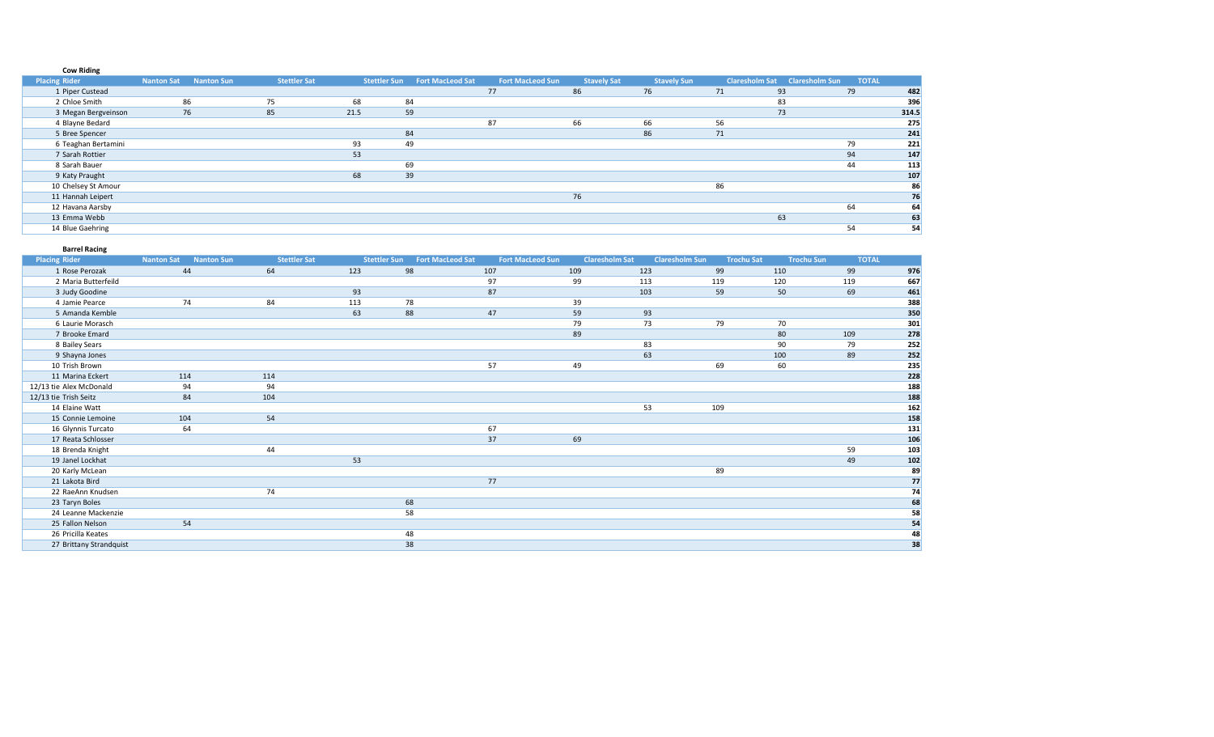**Cow Riding**

| Placing | Rider | Nanton Sat | Nanton Sun | Stettler Sat | Stettler Sun | Fort MacLeod Sat | Fort MacLeod Sun | Stavely Sat | Stavely Sun | Claresholm Sat | Claresholm Sun | TOTAL |
|---|---|---|---|---|---|---|---|---|---|---|---|---|
| 1 | Piper Custead | | | | | 77 | 86 | 76 | 71 | 93 | 79 | **482** |
| 2 | Chloe Smith | 86 | 75 | 68 | 84 | | | | | 83 | | **396** |
| 3 | Megan Bergveinson | 76 | 85 | 21.5 | 59 | | | | | 73 | | **314.5** |
| 4 | Blayne Bedard | | | | | 87 | 66 | 66 | 56 | | | **275** |
| 5 | Bree Spencer | | | | 84 | | | 86 | 71 | | | **241** |
| 6 | Teaghan Bertamini | | | 93 | 49 | | | | | | 79 | **221** |
| 7 | Sarah Rottier | | | 53 | | | | | | | 94 | **147** |
| 8 | Sarah Bauer | | | | 69 | | | | | | 44 | **113** |
| 9 | Katy Praught | | | 68 | 39 | | | | | | | **107** |
| 10 | Chelsey St Amour | | | | | | | | 86 | | | **86** |
| 11 | Hannah Leipert | | | | | | 76 | | | | | **76** |
| 12 | Havana Aarsby | | | | | | | | | | 64 | **64** |
| 13 | Emma Webb | | | | | | | | | 63 | | **63** |
| 14 | Blue Gaehring | | | | | | | | | | 54 | **54** |

**Barrel Racing**

| Placing | Rider | Nanton Sat | Nanton Sun | Stettler Sat | Stettler Sun | Fort MacLeod Sat | Fort MacLeod Sun | Claresholm Sat | Claresholm Sun | Trochu Sat | Trochu Sun | TOTAL |
|---|---|---|---|---|---|---|---|---|---|---|---|---|
| 1 | Rose Perozak | 44 | 64 | 123 | 98 | 107 | 109 | 123 | 99 | 110 | 99 | **976** |
| 2 | Maria Butterfeild | | | | | 97 | 99 | 113 | 119 | 120 | 119 | **667** |
| 3 | Judy Goodine | | | 93 | | 87 | | 103 | 59 | 50 | 69 | **461** |
| 4 | Jamie Pearce | 74 | 84 | 113 | 78 | | 39 | | | | | **388** |
| 5 | Amanda Kemble | | | 63 | 88 | 47 | 59 | 93 | | | | **350** |
| 6 | Laurie Morasch | | | | | | 79 | 73 | 79 | 70 | | **301** |
| 7 | Brooke Emard | | | | | | 89 | | | 80 | 109 | **278** |
| 8 | Bailey Sears | | | | | | | 83 | | 90 | 79 | **252** |
| 9 | Shayna Jones | | | | | | | 63 | | 100 | 89 | **252** |
| 10 | Trish Brown | | | | | 57 | 49 | | 69 | 60 | | **235** |
| 11 | Marina Eckert | 114 | 114 | | | | | | | | | **228** |
| 12/13 tie | Alex McDonald | 94 | 94 | | | | | | | | | **188** |
| 12/13 tie | Trish Seitz | 84 | 104 | | | | | | | | | **188** |
| 14 | Elaine Watt | | | | | | | 53 | 109 | | | **162** |
| 15 | Connie Lemoine | 104 | 54 | | | | | | | | | **158** |
| 16 | Glynnis Turcato | 64 | | | | 67 | | | | | | **131** |
| 17 | Reata Schlosser | | | | | 37 | 69 | | | | | **106** |
| 18 | Brenda Knight | | 44 | | | | | | | | 59 | **103** |
| 19 | Janel Lockhat | | | 53 | | | | | | | 49 | **102** |
| 20 | Karly McLean | | | | | | | | 89 | | | **89** |
| 21 | Lakota Bird | | | | | 77 | | | | | | **77** |
| 22 | RaeAnn Knudsen | | 74 | | | | | | | | | **74** |
| 23 | Taryn Boles | | | | 68 | | | | | | | **68** |
| 24 | Leanne Mackenzie | | | | 58 | | | | | | | **58** |
| 25 | Fallon Nelson | 54 | | | | | | | | | | **54** |
| 26 | Pricilla Keates | | | | 48 | | | | | | | **48** |
| 27 | Brittany Strandquist | | | | 38 | | | | | | | **38** |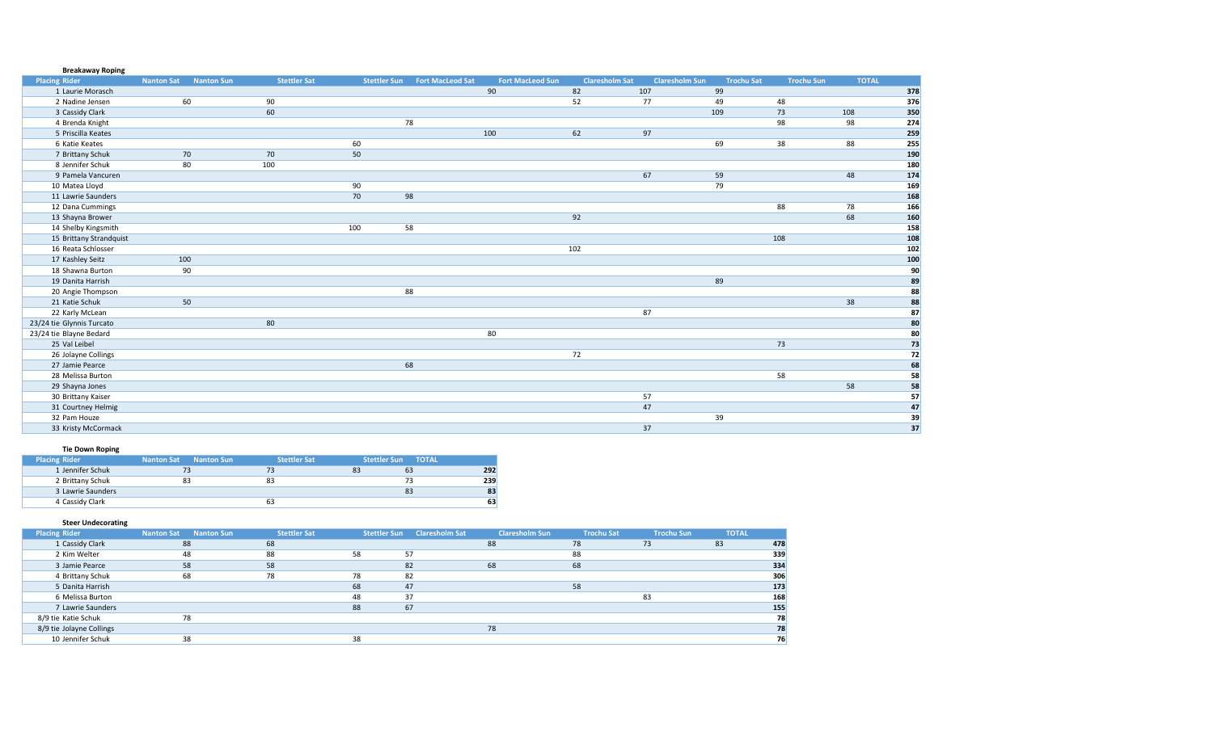**Breakaway Roping**

| Placing | Rider | Nanton Sat | Nanton Sun | Stettler Sat | Stettler Sun | Fort MacLeod Sat | Fort MacLeod Sun | Claresholm Sat | Claresholm Sun | Trochu Sat | Trochu Sun | TOTAL |
|---|---|---|---|---|---|---|---|---|---|---|---|---|
| 1 | Laurie Morasch | | | | | 90 | 82 | 107 | 99 | | | 378 |
| 2 | Nadine Jensen | 60 | 90 | | | | 52 | 77 | 49 | 48 | | 376 |
| 3 | Cassidy Clark | | 60 | | | | | | 109 | 73 | 108 | 350 |
| 4 | Brenda Knight | | | | 78 | | | | | 98 | 98 | 274 |
| 5 | Priscilla Keates | | | | | 100 | 62 | 97 | | | | 259 |
| 6 | Katie Keates | | | 60 | | | | | 69 | 38 | 88 | 255 |
| 7 | Brittany Schuk | 70 | 70 | 50 | | | | | | | | 190 |
| 8 | Jennifer Schuk | 80 | 100 | | | | | | | | | 180 |
| 9 | Pamela Vancuren | | | | | | | 67 | 59 | | 48 | 174 |
| 10 | Matea Lloyd | | | 90 | | | | | 79 | | | 169 |
| 11 | Lawrie Saunders | | | 70 | 98 | | | | | | | 168 |
| 12 | Dana Cummings | | | | | | | | | 88 | 78 | 166 |
| 13 | Shayna Brower | | | | | | 92 | | | | 68 | 160 |
| 14 | Shelby Kingsmith | | | 100 | 58 | | | | | | | 158 |
| 15 | Brittany Strandquist | | | | | | | | | 108 | | 108 |
| 16 | Reata Schlosser | | | | | | 102 | | | | | 102 |
| 17 | Kashley Seitz | 100 | | | | | | | | | | 100 |
| 18 | Shawna Burton | 90 | | | | | | | | | | 90 |
| 19 | Danita Harrish | | | | | | | | 89 | | | 89 |
| 20 | Angie Thompson | | | | 88 | | | | | | | 88 |
| 21 | Katie Schuk | 50 | | | | | | | | | 38 | 88 |
| 22 | Karly McLean | | | | | | | 87 | | | | 87 |
| 23/24 tie | Glynnis Turcato | | 80 | | | | | | | | | 80 |
| 23/24 tie | Blayne Bedard | | | | | 80 | | | | | | 80 |
| 25 | Val Leibel | | | | | | | | | 73 | | 73 |
| 26 | Jolayne Collings | | | | | | 72 | | | | | 72 |
| 27 | Jamie Pearce | | | | 68 | | | | | | | 68 |
| 28 | Melissa Burton | | | | | | | | | 58 | | 58 |
| 29 | Shayna Jones | | | | | | | | | | 58 | 58 |
| 30 | Brittany Kaiser | | | | | | | 57 | | | | 57 |
| 31 | Courtney Helmig | | | | | | | 47 | | | | 47 |
| 32 | Pam Houze | | | | | | | | 39 | | | 39 |
| 33 | Kristy McCormack | | | | | | | 37 | | | | 37 |

**Tie Down Roping**

| Placing | Rider | Nanton Sat | Nanton Sun | Stettler Sat | Stettler Sun | TOTAL |
|---|---|---|---|---|---|---|
| 1 | Jennifer Schuk | 73 | 73 | 83 | 63 | 292 |
| 2 | Brittany Schuk | 83 | 83 | | 73 | 239 |
| 3 | Lawrie Saunders | | | | 83 | 83 |
| 4 | Cassidy Clark | | 63 | | | 63 |

**Steer Undecorating**

| Placing | Rider | Nanton Sat | Nanton Sun | Stettler Sat | Stettler Sun | Claresholm Sat | Claresholm Sun | Trochu Sat | Trochu Sun | TOTAL |
|---|---|---|---|---|---|---|---|---|---|---|
| 1 | Cassidy Clark | 88 | 68 | | | 88 | 78 | 73 | 83 | 478 |
| 2 | Kim Welter | 48 | 88 | 58 | 57 | | 88 | | | 339 |
| 3 | Jamie Pearce | 58 | 58 | | 82 | 68 | 68 | | | 334 |
| 4 | Brittany Schuk | 68 | 78 | 78 | 82 | | | | | 306 |
| 5 | Danita Harrish | | | 68 | 47 | | 58 | | | 173 |
| 6 | Melissa Burton | | | 48 | 37 | | | 83 | | 168 |
| 7 | Lawrie Saunders | | | 88 | 67 | | | | | 155 |
| 8/9 tie | Katie Schuk | 78 | | | | | | | | 78 |
| 8/9 tie | Jolayne Collings | | | | | 78 | | | | 78 |
| 10 | Jennifer Schuk | 38 | | 38 | | | | | | 76 |